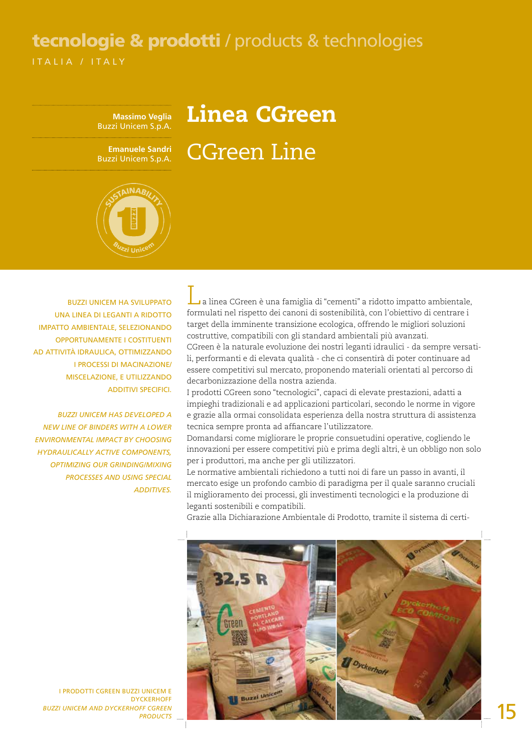**tecnologie & prodotti** / products & technologies

ITALIA / ITALY

**Massimo Veglia**
Buzzi Unicem S.p.A.

**Emanuele Sandri**
Buzzi Unicem S.p.A.

# Linea CGreen

# CGreen Line

BUZZI UNICEM HA SVILUPPATO UNA LINEA DI LEGANTI A RIDOTTO IMPATTO AMBIENTALE, SELEZIONANDO OPPORTUNAMENTE I COSTITUENTI AD ATTIVITÀ IDRAULICA, OTTIMIZZANDO I PROCESSI DI MACINAZIONE/MISCELAZIONE, E UTILIZZANDO ADDITIVI SPECIFICI.

*BUZZI UNICEM HAS DEVELOPED A NEW LINE OF BINDERS WITH A LOWER ENVIRONMENTAL IMPACT BY CHOOSING HYDRAULICALLY ACTIVE COMPONENTS, OPTIMIZING OUR GRINDING/MIXING PROCESSES AND USING SPECIAL ADDITIVES.*

La linea CGreen è una famiglia di “cementi” a ridotto impatto ambientale, formulati nel rispetto dei canoni di sostenibilità, con l’obiettivo di centrare i target della imminente transizione ecologica, offrendo le migliori soluzioni costruttive, compatibili con gli standard ambientali più avanzati.
CGreen è la naturale evoluzione dei nostri leganti idraulici - da sempre versatili, performanti e di elevata qualità - che ci consentirà di poter continuare ad essere competitivi sul mercato, proponendo materiali orientati al percorso di decarbonizzazione della nostra azienda.
I prodotti CGreen sono “tecnologici”, capaci di elevate prestazioni, adatti a impieghi tradizionali e ad applicazioni particolari, secondo le norme in vigore e grazie alla ormai consolidata esperienza della nostra struttura di assistenza tecnica sempre pronta ad affiancare l’utilizzatore.
Domandarsi come migliorare le proprie consuetudini operative, cogliendo le innovazioni per essere competitivi più e prima degli altri, è un obbligo non solo per i produttori, ma anche per gli utilizzatori.
Le normative ambientali richiedono a tutti noi di fare un passo in avanti, il mercato esige un profondo cambio di paradigma per il quale saranno cruciali il miglioramento dei processi, gli investimenti tecnologici e la produzione di leganti sostenibili e compatibili.
Grazie alla Dichiarazione Ambientale di Prodotto, tramite il sistema di certi-

I PRODOTTI CGREEN BUZZI UNICEM E DYCKERHOFF
*BUZZI UNICEM AND DYCKERHOFF CGREEN PRODUCTS*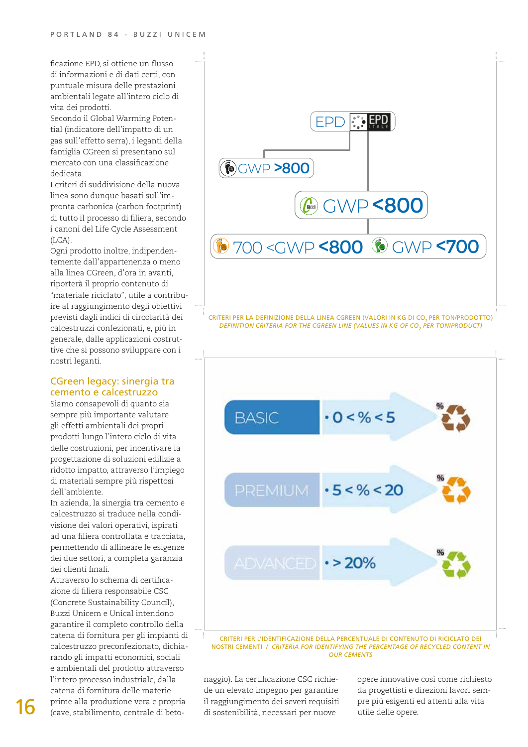ficazione EPD, si ottiene un flusso di informazioni e di dati certi, con puntuale misura delle prestazioni ambientali legate all'intero ciclo di vita dei prodotti.
Secondo il Global Warming Potential (indicatore dell'impatto di un gas sull'effetto serra), i leganti della famiglia CGreen si presentano sul mercato con una classificazione dedicata.
I criteri di suddivisione della nuova linea sono dunque basati sull'impronta carbonica (carbon footprint) di tutto il processo di filiera, secondo i canoni del Life Cycle Assessment (LCA).
Ogni prodotto inoltre, indipendentemente dall'appartenenza o meno alla linea CGreen, d'ora in avanti, riporterà il proprio contenuto di "materiale riciclato", utile a contribuire al raggiungimento degli obiettivi previsti dagli indici di circolarità dei calcestruzzi confezionati, e, più in generale, dalle applicazioni costruttive che si possono sviluppare con i nostri leganti.

EPD — EPD ITALY
GWP >800
GWP <800
700 <GWP <800 | GWP <700

CRITERI PER LA DEFINIZIONE DELLA LINEA CGREEN (VALORI IN KG DI $CO_2$ PER TON/PRODOTTO)
*DEFINITION CRITERIA FOR THE CGREEN LINE (VALUES IN KG OF $CO_2$ PER TON/PRODUCT)*

| | |
|---|---|
| BASIC | • 0 < % < 5 |
| PREMIUM | • 5 < % < 20 |
| ADVANCED | • > 20% |

CRITERI PER L'IDENTIFICAZIONE DELLA PERCENTUALE DI CONTENUTO DI RICICLATO DEI NOSTRI CEMENTI / *CRITERIA FOR IDENTIFYING THE PERCENTAGE OF RECYCLED CONTENT IN OUR CEMENTS*

## CGreen legacy: sinergia tra cemento e calcestruzzo

Siamo consapevoli di quanto sia sempre più importante valutare gli effetti ambientali dei propri prodotti lungo l'intero ciclo di vita delle costruzioni, per incentivare la progettazione di soluzioni edilizie a ridotto impatto, attraverso l'impiego di materiali sempre più rispettosi dell'ambiente.
In azienda, la sinergia tra cemento e calcestruzzo si traduce nella condivisione dei valori operativi, ispirati ad una filiera controllata e tracciata, permettendo di allineare le esigenze dei due settori, a completa garanzia dei clienti finali.
Attraverso lo schema di certificazione di filiera responsabile CSC (Concrete Sustainability Council), Buzzi Unicem e Unical intendono garantire il completo controllo della catena di fornitura per gli impianti di calcestruzzo preconfezionato, dichiarando gli impatti economici, sociali e ambientali del prodotto attraverso l'intero processo industriale, dalla catena di fornitura delle materie prime alla produzione vera e propria (cave, stabilimento, centrale di betonaggio). La certificazione CSC richiede un elevato impegno per garantire il raggiungimento dei severi requisiti di sostenibilità, necessari per nuove opere innovative così come richiesto da progettisti e direzioni lavori sempre più esigenti ed attenti alla vita utile delle opere.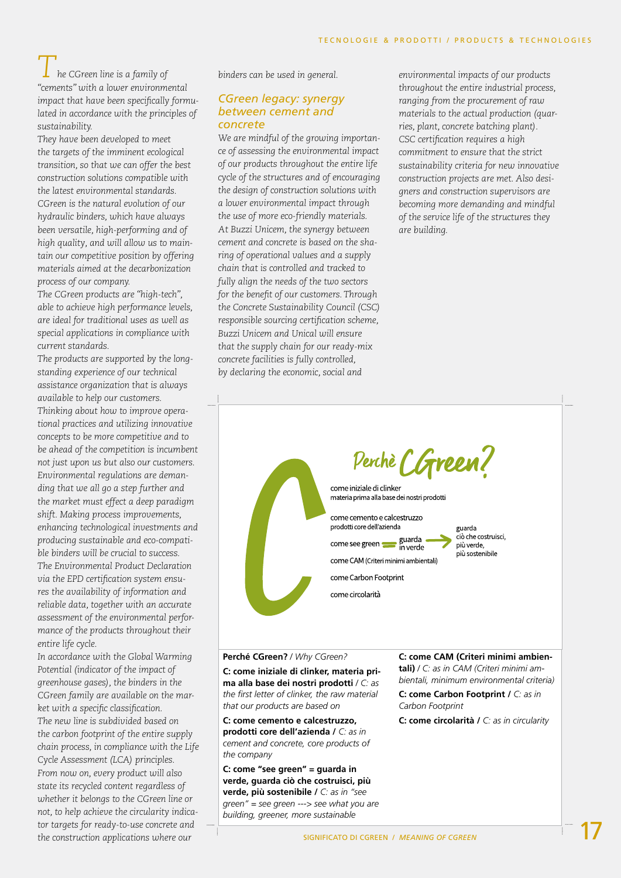The CGreen line is a family of "cements" with a lower environmental impact that have been specifically formulated in accordance with the principles of sustainability.

They have been developed to meet the targets of the imminent ecological transition, so that we can offer the best construction solutions compatible with the latest environmental standards. CGreen is the natural evolution of our hydraulic binders, which have always been versatile, high-performing and of high quality, and will allow us to maintain our competitive position by offering materials aimed at the decarbonization process of our company.

The CGreen products are "high-tech", able to achieve high performance levels, are ideal for traditional uses as well as special applications in compliance with current standards.

The products are supported by the long-standing experience of our technical assistance organization that is always available to help our customers.

Thinking about how to improve operational practices and utilizing innovative concepts to be more competitive and to be ahead of the competition is incumbent not just upon us but also our customers. Environmental regulations are demanding that we all go a step further and the market must effect a deep paradigm shift. Making process improvements, enhancing technological investments and producing sustainable and eco-compatible binders will be crucial to success.

The Environmental Product Declaration via the EPD certification system ensures the availability of information and reliable data, together with an accurate assessment of the environmental performance of the products throughout their entire life cycle.

In accordance with the Global Warming Potential (indicator of the impact of greenhouse gases), the binders in the CGreen family are available on the market with a specific classification.

The new line is subdivided based on the carbon footprint of the entire supply chain process, in compliance with the Life Cycle Assessment (LCA) principles.

From now on, every product will also state its recycled content regardless of whether it belongs to the CGreen line or not, to help achieve the circularity indicator targets for ready-to-use concrete and the construction applications where our binders can be used in general.

## CGreen legacy: synergy between cement and concrete

We are mindful of the growing importance of assessing the environmental impact of our products throughout the entire life cycle of the structures and of encouraging the design of construction solutions with a lower environmental impact through the use of more eco-friendly materials.

At Buzzi Unicem, the synergy between cement and concrete is based on the sharing of operational values and a supply chain that is controlled and tracked to fully align the needs of the two sectors for the benefit of our customers. Through the Concrete Sustainability Council (CSC) responsible sourcing certification scheme, Buzzi Unicem and Unical will ensure that the supply chain for our ready-mix concrete facilities is fully controlled, by declaring the economic, social and environmental impacts of our products throughout the entire industrial process, ranging from the procurement of raw materials to the actual production (quarries, plant, concrete batching plant).

CSC certification requires a high commitment to ensure that the strict sustainability criteria for new innovative construction projects are met. Also designers and construction supervisors are becoming more demanding and mindful of the service life of the structures they are building.

Perchè CGreen?

C

come iniziale di clinker
materia prima alla base dei nostri prodotti

come cemento e calcestruzzo
prodotti core dell'azienda

come see green = guarda in verde → guarda ciò che costruisci, più verde, più sostenibile

come CAM (Criteri minimi ambientali)

come Carbon Footprint

come circolarità

**Perché CGreen?** / *Why CGreen?*

**C: come iniziale di clinker, materia prima alla base dei nostri prodotti** / *C: as the first letter of clinker, the raw material that our products are based on*

**C: come cemento e calcestruzzo, prodotti core dell'azienda** / *C: as in cement and concrete, core products of the company*

**C: come "see green" = guarda in verde, guarda ciò che costruisci, più verde, più sostenibile** / *C: as in "see green" = see green ---> see what you are building, greener, more sustainable*

**C: come CAM (Criteri minimi ambientali)** / *C: as in CAM (Criteri minimi ambientali, minimum environmental criteria)*

**C: come Carbon Footprint** / *C: as in Carbon Footprint*

**C: come circolarità** / *C: as in circularity*

SIGNIFICATO DI CGREEN / *MEANING OF CGREEN*